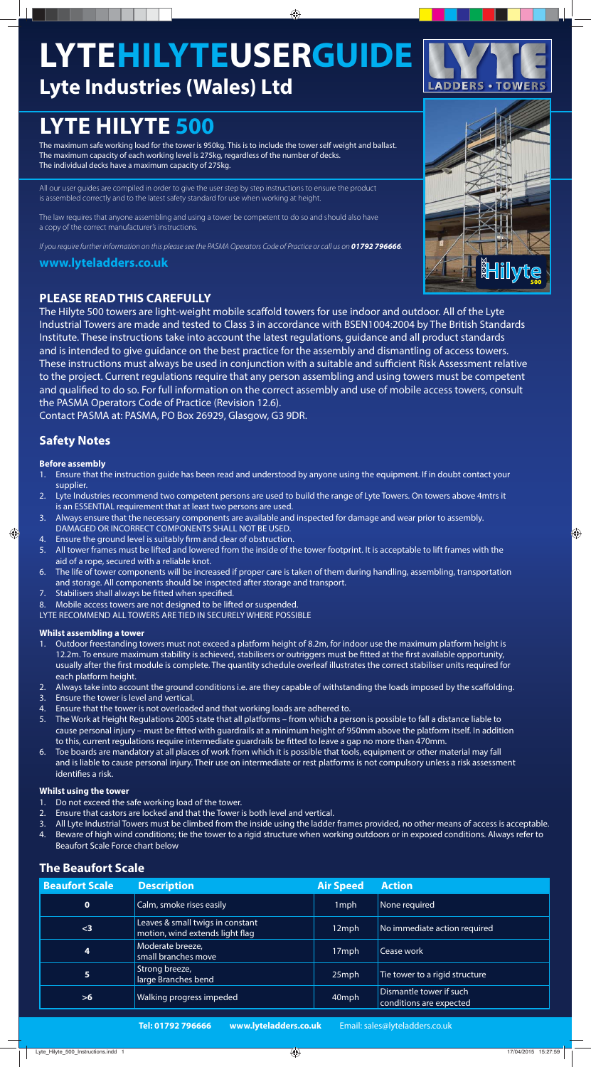# LYTEHILYTEUSERGUIDE

## Lyte Industries (Wales) Ltd

# LYTE HILYTE 500

The maximum safe working load for the tower is 950kg. This is to include the tower self weight and ballast.
The maximum capacity of each working level is 275kg, regardless of the number of decks.
The individual decks have a maximum capacity of 275kg.

All our user guides are compiled in order to give the user step by step instructions to ensure the product is assembled correctly and to the latest safety standard for use when working at height.

The law requires that anyone assembling and using a tower be competent to do so and should also have a copy of the correct manufacturer's instructions.

*If you require further information on this please see the PASMA Operators Code of Practice or call us on **01792 796666**.*

**www.lyteladders.co.uk**

## PLEASE READ THIS CAREFULLY

The Hilyte 500 towers are light-weight mobile scaffold towers for use indoor and outdoor. All of the Lyte Industrial Towers are made and tested to Class 3 in accordance with BSEN1004:2004 by The British Standards Institute. These instructions take into account the latest regulations, guidance and all product standards and is intended to give guidance on the best practice for the assembly and dismantling of access towers. These instructions must always be used in conjunction with a suitable and sufficient Risk Assessment relative to the project. Current regulations require that any person assembling and using towers must be competent and qualified to do so. For full information on the correct assembly and use of mobile access towers, consult the PASMA Operators Code of Practice (Revision 12.6).
Contact PASMA at: PASMA, PO Box 26929, Glasgow, G3 9DR.

## Safety Notes

### Before assembly

1. Ensure that the instruction guide has been read and understood by anyone using the equipment. If in doubt contact your supplier.
2. Lyte Industries recommend two competent persons are used to build the range of Lyte Towers. On towers above 4mtrs it is an ESSENTIAL requirement that at least two persons are used.
3. Always ensure that the necessary components are available and inspected for damage and wear prior to assembly. DAMAGED OR INCORRECT COMPONENTS SHALL NOT BE USED.
4. Ensure the ground level is suitably firm and clear of obstruction.
5. All tower frames must be lifted and lowered from the inside of the tower footprint. It is acceptable to lift frames with the aid of a rope, secured with a reliable knot.
6. The life of tower components will be increased if proper care is taken of them during handling, assembling, transportation and storage. All components should be inspected after storage and transport.
7. Stabilisers shall always be fitted when specified.
8. Mobile access towers are not designed to be lifted or suspended.

LYTE RECOMMEND ALL TOWERS ARE TIED IN SECURELY WHERE POSSIBLE

### Whilst assembling a tower

1. Outdoor freestanding towers must not exceed a platform height of 8.2m, for indoor use the maximum platform height is 12.2m. To ensure maximum stability is achieved, stabilisers or outriggers must be fitted at the first available opportunity, usually after the first module is complete. The quantity schedule overleaf illustrates the correct stabiliser units required for each platform height.
2. Always take into account the ground conditions i.e. are they capable of withstanding the loads imposed by the scaffolding.
3. Ensure the tower is level and vertical.
4. Ensure that the tower is not overloaded and that working loads are adhered to.
5. The Work at Height Regulations 2005 state that all platforms – from which a person is possible to fall a distance liable to cause personal injury – must be fitted with guardrails at a minimum height of 950mm above the platform itself. In addition to this, current regulations require intermediate guardrails be fitted to leave a gap no more than 470mm.
6. Toe boards are mandatory at all places of work from which it is possible that tools, equipment or other material may fall and is liable to cause personal injury. Their use on intermediate or rest platforms is not compulsory unless a risk assessment identifies a risk.

### Whilst using the tower

1. Do not exceed the safe working load of the tower.
2. Ensure that castors are locked and that the Tower is both level and vertical.
3. All Lyte Industrial Towers must be climbed from the inside using the ladder frames provided, no other means of access is acceptable.
4. Beware of high wind conditions; tie the tower to a rigid structure when working outdoors or in exposed conditions. Always refer to Beaufort Scale Force chart below

## The Beaufort Scale

| Beaufort Scale | Description | Air Speed | Action |
|---|---|---|---|
| 0 | Calm, smoke rises easily | 1mph | None required |
| <3 | Leaves & small twigs in constant motion, wind extends light flag | 12mph | No immediate action required |
| 4 | Moderate breeze, small branches move | 17mph | Cease work |
| 5 | Strong breeze, large Branches bend | 25mph | Tie tower to a rigid structure |
| >6 | Walking progress impeded | 40mph | Dismantle tower if such conditions are expected |

**Tel: 01792 796666** **www.lyteladders.co.uk** Email: sales@lyteladders.co.uk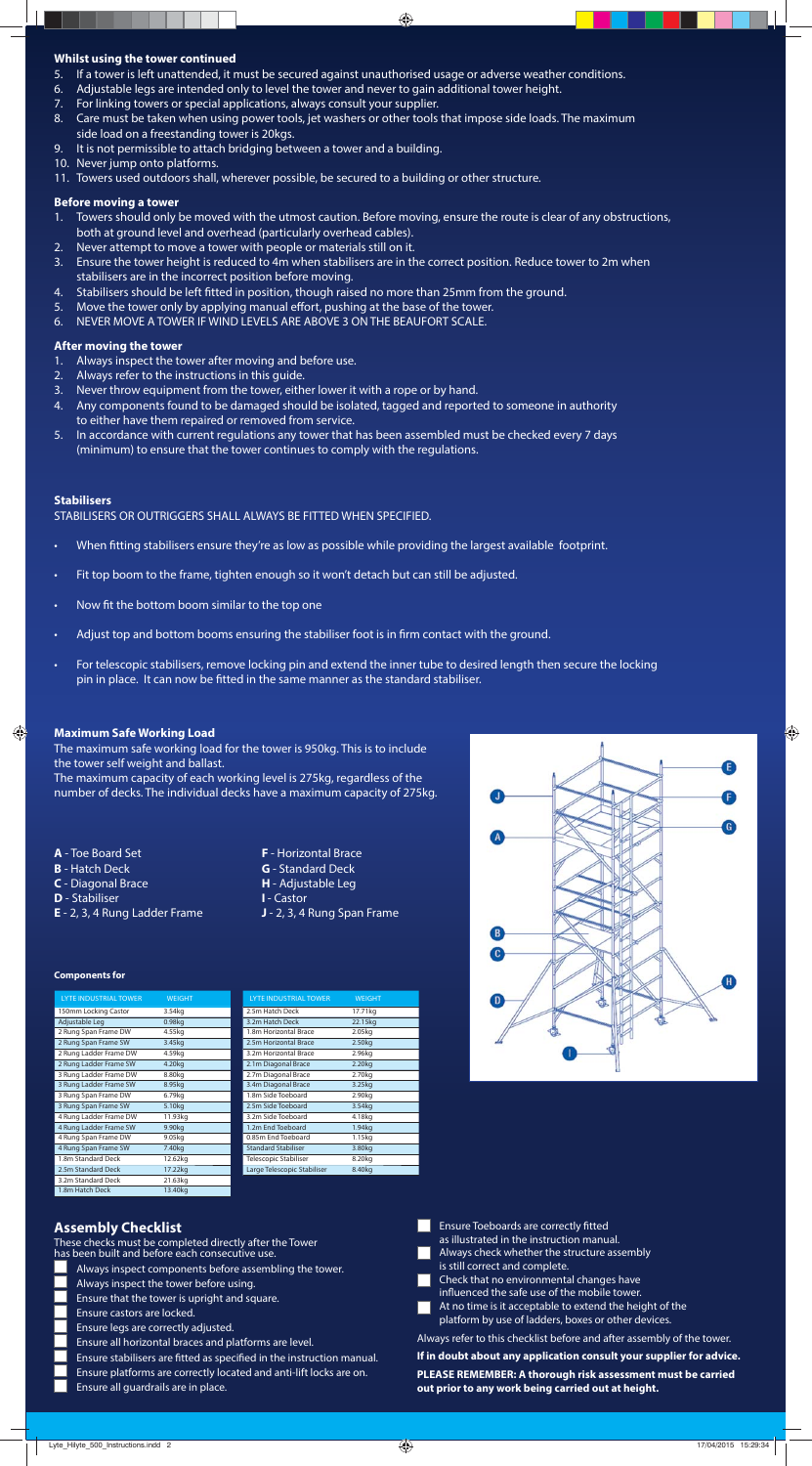### Whilst using the tower continued

5. If a tower is left unattended, it must be secured against unauthorised usage or adverse weather conditions.
6. Adjustable legs are intended only to level the tower and never to gain additional tower height.
7. For linking towers or special applications, always consult your supplier.
8. Care must be taken when using power tools, jet washers or other tools that impose side loads. The maximum side load on a freestanding tower is 20kgs.
9. It is not permissible to attach bridging between a tower and a building.
10. Never jump onto platforms.
11. Towers used outdoors shall, wherever possible, be secured to a building or other structure.

### Before moving a tower

1. Towers should only be moved with the utmost caution. Before moving, ensure the route is clear of any obstructions, both at ground level and overhead (particularly overhead cables).
2. Never attempt to move a tower with people or materials still on it.
3. Ensure the tower height is reduced to 4m when stabilisers are in the correct position. Reduce tower to 2m when stabilisers are in the incorrect position before moving.
4. Stabilisers should be left fitted in position, though raised no more than 25mm from the ground.
5. Move the tower only by applying manual effort, pushing at the base of the tower.
6. NEVER MOVE A TOWER IF WIND LEVELS ARE ABOVE 3 ON THE BEAUFORT SCALE.

### After moving the tower

1. Always inspect the tower after moving and before use.
2. Always refer to the instructions in this guide.
3. Never throw equipment from the tower, either lower it with a rope or by hand.
4. Any components found to be damaged should be isolated, tagged and reported to someone in authority to either have them repaired or removed from service.
5. In accordance with current regulations any tower that has been assembled must be checked every 7 days (minimum) to ensure that the tower continues to comply with the regulations.

### Stabilisers

STABILISERS OR OUTRIGGERS SHALL ALWAYS BE FITTED WHEN SPECIFIED.

- When fitting stabilisers ensure they're as low as possible while providing the largest available footprint.
- Fit top boom to the frame, tighten enough so it won't detach but can still be adjusted.
- Now fit the bottom boom similar to the top one
- Adjust top and bottom booms ensuring the stabiliser foot is in firm contact with the ground.
- For telescopic stabilisers, remove locking pin and extend the inner tube to desired length then secure the locking pin in place. It can now be fitted in the same manner as the standard stabiliser.

### Maximum Safe Working Load

The maximum safe working load for the tower is 950kg. This is to include the tower self weight and ballast.

The maximum capacity of each working level is 275kg, regardless of the number of decks. The individual decks have a maximum capacity of 275kg.

- **A** - Toe Board Set
- **B** - Hatch Deck
- **C** - Diagonal Brace
- **D** - Stabiliser
- **E** - 2, 3, 4 Rung Ladder Frame
- **F** - Horizontal Brace
- **G** - Standard Deck
- **H** - Adjustable Leg
- **I** - Castor
- **J** - 2, 3, 4 Rung Span Frame

#### Components for

| LYTE INDUSTRIAL TOWER | WEIGHT |
|---|---|
| 150mm Locking Castor | 3.54kg |
| Adjustable Leg | 0.98kg |
| 2 Rung Span Frame DW | 4.55kg |
| 2 Rung Span Frame SW | 3.45kg |
| 2 Rung Ladder Frame DW | 4.59kg |
| 2 Rung Ladder Frame SW | 4.20kg |
| 3 Rung Ladder Frame DW | 8.80kg |
| 3 Rung Ladder Frame SW | 8.95kg |
| 3 Rung Span Frame DW | 6.79kg |
| 3 Rung Span Frame SW | 5.10kg |
| 4 Rung Ladder Frame DW | 11.93kg |
| 4 Rung Ladder Frame SW | 9.90kg |
| 4 Rung Span Frame DW | 9.05kg |
| 4 Rung Span Frame SW | 7.40kg |
| 1.8m Standard Deck | 12.62kg |
| 2.5m Standard Deck | 17.22kg |
| 3.2m Standard Deck | 21.63kg |
| 1.8m Hatch Deck | 13.40kg |

| LYTE INDUSTRIAL TOWER | WEIGHT |
|---|---|
| 2.5m Hatch Deck | 17.71kg |
| 3.2m Hatch Deck | 22.15kg |
| 1.8m Horizontal Brace | 2.05kg |
| 2.5m Horizontal Brace | 2.50kg |
| 3.2m Horizontal Brace | 2.96kg |
| 2.1m Diagonal Brace | 2.20kg |
| 2.7m Diagonal Brace | 2.70kg |
| 3.4m Diagonal Brace | 3.25kg |
| 1.8m Side Toeboard | 2.90kg |
| 2.5m Side Toeboard | 3.54kg |
| 3.2m Side Toeboard | 4.18kg |
| 1.2m End Toeboard | 1.94kg |
| 0.85m End Toeboard | 1.15kg |
| Standard Stabiliser | 3.80kg |
| Telescopic Stabiliser | 8.20kg |
| Large Telescopic Stabiliser | 8.40kg |

## Assembly Checklist

These checks must be completed directly after the Tower has been built and before each consecutive use.

- ☐ Always inspect components before assembling the tower.
- ☐ Always inspect the tower before using.
- ☐ Ensure that the tower is upright and square.
- ☐ Ensure castors are locked.
- ☐ Ensure legs are correctly adjusted.
- ☐ Ensure all horizontal braces and platforms are level.
- ☐ Ensure stabilisers are fitted as specified in the instruction manual.
- ☐ Ensure platforms are correctly located and anti-lift locks are on.
- ☐ Ensure all guardrails are in place.
- ☐ Ensure Toeboards are correctly fitted as illustrated in the instruction manual.
- ☐ Always check whether the structure assembly is still correct and complete.
- ☐ Check that no environmental changes have influenced the safe use of the mobile tower.
- ☐ At no time is it acceptable to extend the height of the platform by use of ladders, boxes or other devices.

Always refer to this checklist before and after assembly of the tower.

**If in doubt about any application consult your supplier for advice.**

**PLEASE REMEMBER: A thorough risk assessment must be carried out prior to any work being carried out at height.**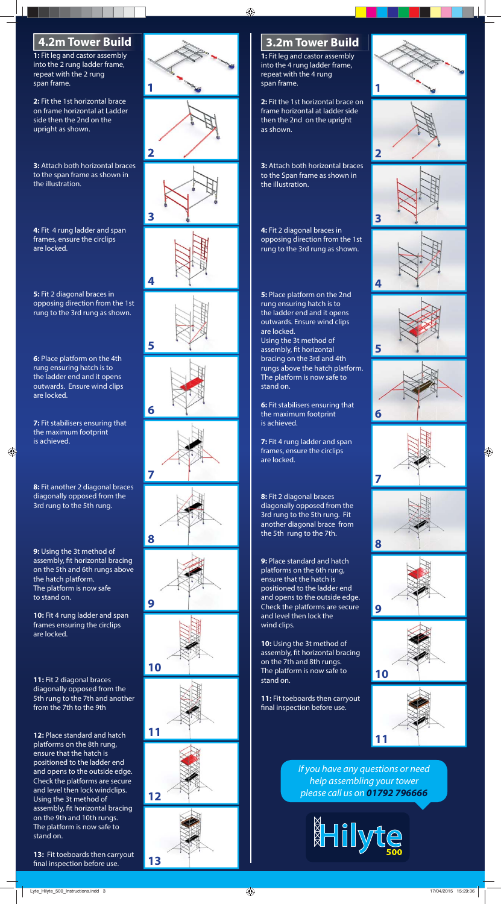## 4.2m Tower Build

**1:** Fit leg and castor assembly into the 2 rung ladder frame, repeat with the 2 rung span frame.

**2:** Fit the 1st horizontal brace on frame horizontal at Ladder side then the 2nd on the upright as shown.

**3:** Attach both horizontal braces to the span frame as shown in the illustration.

**4:** Fit 4 rung ladder and span frames, ensure the circlips are locked.

**5:** Fit 2 diagonal braces in opposing direction from the 1st rung to the 3rd rung as shown.

**6:** Place platform on the 4th rung ensuring hatch is to the ladder end and it opens outwards. Ensure wind clips are locked.

**7:** Fit stabilisers ensuring that the maximum footprint is achieved.

**8:** Fit another 2 diagonal braces diagonally opposed from the 3rd rung to the 5th rung.

**9:** Using the 3t method of assembly, fit horizontal bracing on the 5th and 6th rungs above the hatch platform. The platform is now safe to stand on.

**10:** Fit 4 rung ladder and span frames ensuring the circlips are locked.

**11:** Fit 2 diagonal braces diagonally opposed from the 5th rung to the 7th and another from the 7th to the 9th

**12:** Place standard and hatch platforms on the 8th rung, ensure that the hatch is positioned to the ladder end and opens to the outside edge. Check the platforms are secure and level then lock windclips. Using the 3t method of assembly, fit horizontal bracing on the 9th and 10th rungs. The platform is now safe to stand on.

**13:** Fit toeboards then carryout final inspection before use.

## 3.2m Tower Build

**1:** Fit leg and castor assembly into the 4 rung ladder frame, repeat with the 4 rung span frame.

**2:** Fit the 1st horizontal brace on frame horizontal at ladder side then the 2nd on the upright as shown.

**3:** Attach both horizontal braces to the Span frame as shown in the illustration.

**4:** Fit 2 diagonal braces in opposing direction from the 1st rung to the 3rd rung as shown.

**5:** Place platform on the 2nd rung ensuring hatch is to the ladder end and it opens outwards. Ensure wind clips are locked.
Using the 3t method of assembly, fit horizontal bracing on the 3rd and 4th rungs above the hatch platform. The platform is now safe to stand on.

**6:** Fit stabilisers ensuring that the maximum footprint is achieved.

**7:** Fit 4 rung ladder and span frames, ensure the circlips are locked.

**8:** Fit 2 diagonal braces diagonally opposed from the 3rd rung to the 5th rung. Fit another diagonal brace from the 5th rung to the 7th.

**9:** Place standard and hatch platforms on the 6th rung, ensure that the hatch is positioned to the ladder end and opens to the outside edge. Check the platforms are secure and level then lock the wind clips.

**10:** Using the 3t method of assembly, fit horizontal bracing on the 7th and 8th rungs. The platform is now safe to stand on.

**11:** Fit toeboards then carryout final inspection before use.

*If you have any questions or need help assembling your tower please call us on* ***01792 796666***

Hilyte 500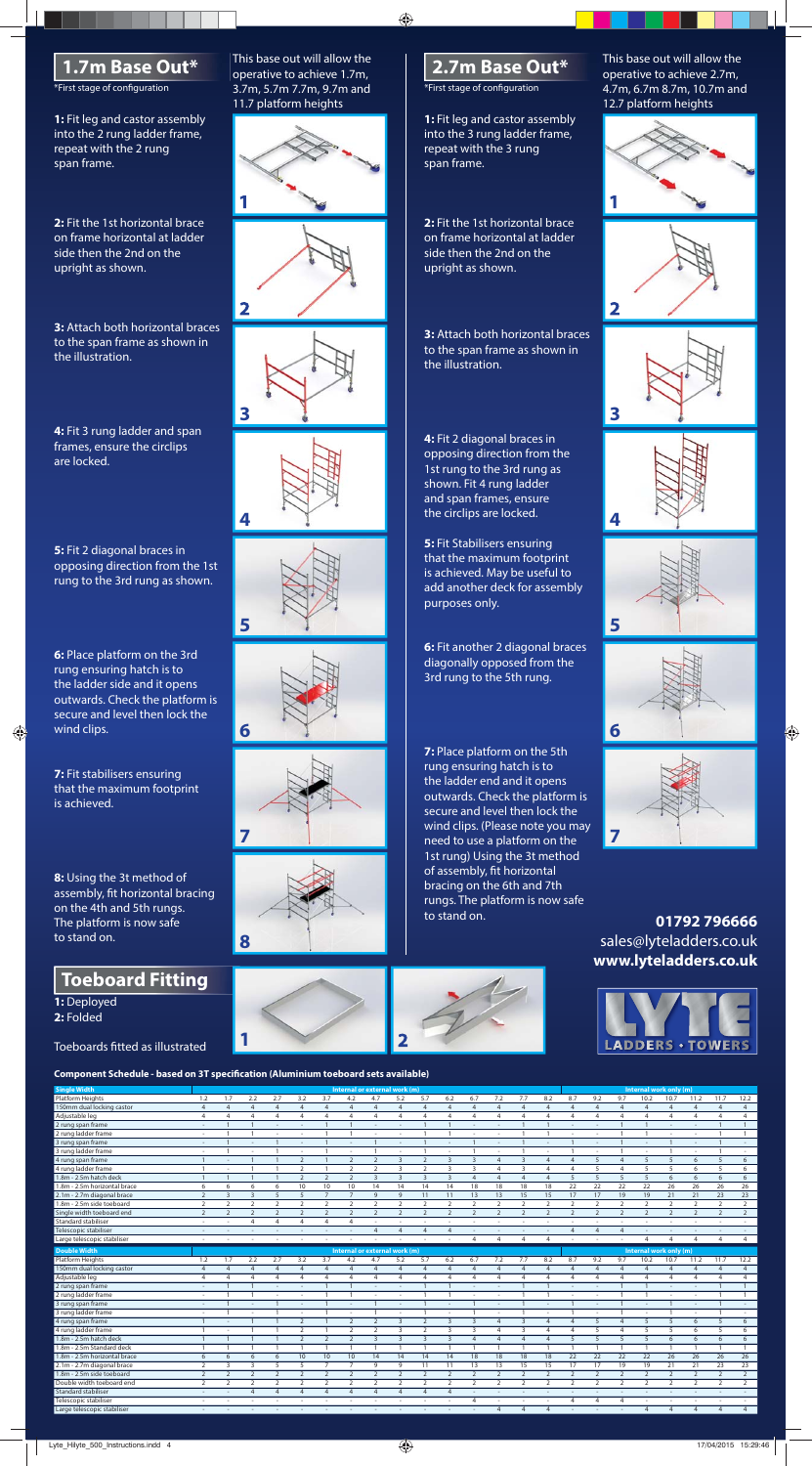## 1.7m Base Out*

*First stage of configuration

This base out will allow the operative to achieve 1.7m, 3.7m, 5.7m 7.7m, 9.7m and 11.7 platform heights

**1:** Fit leg and castor assembly into the 2 rung ladder frame, repeat with the 2 rung span frame.

**2:** Fit the 1st horizontal brace on frame horizontal at ladder side then the 2nd on the upright as shown.

**3:** Attach both horizontal braces to the span frame as shown in the illustration.

**4:** Fit 3 rung ladder and span frames, ensure the circlips are locked.

**5:** Fit 2 diagonal braces in opposing direction from the 1st rung to the 3rd rung as shown.

**6:** Place platform on the 3rd rung ensuring hatch is to the ladder side and it opens outwards. Check the platform is secure and level then lock the wind clips.

**7:** Fit stabilisers ensuring that the maximum footprint is achieved.

**8:** Using the 3t method of assembly, fit horizontal bracing on the 4th and 5th rungs. The platform is now safe to stand on.

## 2.7m Base Out*

*First stage of configuration

This base out will allow the operative to achieve 2.7m, 4.7m, 6.7m 8.7m, 10.7m and 12.7 platform heights

**1:** Fit leg and castor assembly into the 3 rung ladder frame, repeat with the 3 rung span frame.

**2:** Fit the 1st horizontal brace on frame horizontal at ladder side then the 2nd on the upright as shown.

**3:** Attach both horizontal braces to the span frame as shown in the illustration.

**4:** Fit 2 diagonal braces in opposing direction from the 1st rung to the 3rd rung as shown. Fit 4 rung ladder and span frames, ensure the circlips are locked.

**5:** Fit Stabilisers ensuring that the maximum footprint is achieved. May be useful to add another deck for assembly purposes only.

**6:** Fit another 2 diagonal braces diagonally opposed from the 3rd rung to the 5th rung.

**7:** Place platform on the 5th rung ensuring hatch is to the ladder end and it opens outwards. Check the platform is secure and level then lock the wind clips. (Please note you may need to use a platform on the 1st rung) Using the 3t method of assembly, fit horizontal bracing on the 6th and 7th rungs. The platform is now safe to stand on.

**01792 796666**
sales@lyteladders.co.uk
**www.lyteladders.co.uk**

## Toeboard Fitting

**1:** Deployed
**2:** Folded

Toeboards fitted as illustrated

**Component Schedule - based on 3T specification (Aluminium toeboard sets available)**

| Single Width | Internal or external work (m) | | | | | | | | | | | | | | | Internal work only (m) | | | | | | | |
|---|---|---|---|---|---|---|---|---|---|---|---|---|---|---|---|---|---|---|---|---|---|---|---|
| Platform Heights | 1.2 | 1.7 | 2.2 | 2.7 | 3.2 | 3.7 | 4.2 | 4.7 | 5.2 | 5.7 | 6.2 | 6.7 | 7.2 | 7.7 | 8.2 | 8.7 | 9.2 | 9.7 | 10.2 | 10.7 | 11.2 | 11.7 | 12.2 |
| 150mm dual locking castor | 4 | 4 | 4 | 4 | 4 | 4 | 4 | 4 | 4 | 4 | 4 | 4 | 4 | 4 | 4 | 4 | 4 | 4 | 4 | 4 | 4 | 4 | 4 |
| Adjustable leg | 4 | 4 | 4 | 4 | 4 | 4 | 4 | 4 | 4 | 4 | 4 | 4 | 4 | 4 | 4 | 4 | 4 | 4 | 4 | 4 | 4 | 4 | 4 |
| 2 rung span frame | - | 1 | 1 | - | - | 1 | 1 | - | - | 1 | 1 | - | - | 1 | 1 | - | - | 1 | 1 | - | - | 1 | 1 |
| 2 rung ladder frame | - | 1 | 1 | - | - | 1 | 1 | - | - | 1 | 1 | - | - | 1 | 1 | - | - | 1 | 1 | - | - | 1 | 1 |
| 3 rung span frame | - | 1 | - | 1 | - | 1 | - | 1 | - | 1 | - | 1 | - | 1 | - | 1 | - | 1 | - | 1 | - | 1 | - |
| 3 rung ladder frame | - | 1 | - | 1 | - | 1 | - | 1 | - | 1 | - | 1 | - | 1 | - | 1 | - | 1 | - | 1 | - | 1 | - |
| 4 rung span frame | 1 | - | 1 | 1 | 2 | 1 | 2 | 2 | 3 | 2 | 3 | 3 | 4 | 3 | 4 | 4 | 5 | 4 | 5 | 5 | 6 | 5 | 6 |
| 4 rung ladder frame | 1 | - | 1 | 1 | 2 | 1 | 2 | 2 | 3 | 2 | 3 | 3 | 4 | 3 | 4 | 4 | 5 | 4 | 5 | 5 | 6 | 5 | 6 |
| 1.8m - 2.5m hatch deck | 1 | 1 | 1 | 1 | 2 | 2 | 2 | 3 | 3 | 3 | 3 | 4 | 4 | 4 | 4 | 5 | 5 | 5 | 5 | 6 | 6 | 6 | 6 |
| 1.8m - 2.5m horizontal brace | 6 | 6 | 6 | 6 | 10 | 10 | 10 | 14 | 14 | 14 | 14 | 18 | 18 | 18 | 18 | 22 | 22 | 22 | 22 | 26 | 26 | 26 | 26 |
| 2.1m - 2.7m diagonal brace | 2 | 3 | 3 | 5 | 5 | 7 | 7 | 9 | 9 | 11 | 11 | 13 | 13 | 15 | 15 | 17 | 17 | 19 | 19 | 21 | 21 | 23 | 23 |
| 1.8m - 2.5m side toeboard | 2 | 2 | 2 | 2 | 2 | 2 | 2 | 2 | 2 | 2 | 2 | 2 | 2 | 2 | 2 | 2 | 2 | 2 | 2 | 2 | 2 | 2 | 2 |
| Single width toeboard end | 2 | 2 | 2 | 2 | 2 | 2 | 2 | 2 | 2 | 2 | 2 | 2 | 2 | 2 | 2 | 2 | 2 | 2 | 2 | 2 | 2 | 2 | 2 |
| Standard stabiliser | - | - | 4 | 4 | 4 | 4 | 4 | - | - | - | - | - | - | - | - | - | - | - | - | - | - | - | - |
| Telescopic stabiliser | - | - | - | - | - | - | - | 4 | 4 | 4 | 4 | - | - | - | - | 4 | 4 | 4 | - | - | - | - | - |
| Large telescopic stabiliser | - | - | - | - | - | - | - | - | - | - | - | 4 | 4 | 4 | 4 | - | - | - | 4 | 4 | 4 | 4 | 4 |
| **Double Width** | **Internal or external work (m)** | | | | | | | | | | | | | | | **Internal work only (m)** | | | | | | | |
| Platform Heights | 1.2 | 1.7 | 2.2 | 2.7 | 3.2 | 3.7 | 4.2 | 4.7 | 5.2 | 5.7 | 6.2 | 6.7 | 7.2 | 7.7 | 8.2 | 8.7 | 9.2 | 9.7 | 10.2 | 10.7 | 11.2 | 11.7 | 12.2 |
| 150mm dual locking castor | 4 | 4 | 4 | 4 | 4 | 4 | 4 | 4 | 4 | 4 | 4 | 4 | 4 | 4 | 4 | 4 | 4 | 4 | 4 | 4 | 4 | 4 | 4 |
| Adjustable leg | 4 | 4 | 4 | 4 | 4 | 4 | 4 | 4 | 4 | 4 | 4 | 4 | 4 | 4 | 4 | 4 | 4 | 4 | 4 | 4 | 4 | 4 | 4 |
| 2 rung span frame | - | 1 | 1 | - | - | 1 | 1 | - | - | 1 | 1 | - | - | 1 | 1 | - | - | 1 | 1 | - | - | 1 | 1 |
| 2 rung ladder frame | - | 1 | 1 | - | - | 1 | 1 | - | - | 1 | 1 | - | - | 1 | 1 | - | - | 1 | 1 | - | - | 1 | 1 |
| 3 rung span frame | - | 1 | - | 1 | - | 1 | - | 1 | - | 1 | - | 1 | - | 1 | - | 1 | - | 1 | - | 1 | - | 1 | - |
| 3 rung ladder frame | - | 1 | - | 1 | - | 1 | - | 1 | - | 1 | - | 1 | - | 1 | - | 1 | - | 1 | - | 1 | - | 1 | - |
| 4 rung span frame | 1 | - | 1 | 1 | 2 | 1 | 2 | 2 | 3 | 2 | 3 | 3 | 4 | 3 | 4 | 4 | 5 | 4 | 5 | 5 | 6 | 5 | 6 |
| 4 rung ladder frame | 1 | - | 1 | 1 | 2 | 1 | 2 | 2 | 3 | 2 | 3 | 3 | 4 | 3 | 4 | 4 | 5 | 4 | 5 | 5 | 6 | 5 | 6 |
| 1.8m - 2.5m hatch deck | 1 | 1 | 1 | 1 | 2 | 2 | 2 | 3 | 3 | 3 | 3 | 4 | 4 | 4 | 4 | 5 | 5 | 5 | 5 | 6 | 6 | 6 | 6 |
| 1.8m - 2.5m Standard deck | 1 | 1 | 1 | 1 | 1 | 1 | 1 | 1 | 1 | 1 | 1 | 1 | 1 | 1 | 1 | 1 | 1 | 1 | 1 | 1 | 1 | 1 | 1 |
| 1.8m - 2.5m horizontal brace | 6 | 6 | 6 | 6 | 10 | 10 | 10 | 14 | 14 | 14 | 14 | 18 | 18 | 18 | 18 | 22 | 22 | 22 | 22 | 26 | 26 | 26 | 26 |
| 2.1m - 2.7m diagonal brace | 2 | 3 | 3 | 5 | 5 | 7 | 7 | 9 | 9 | 11 | 11 | 13 | 13 | 15 | 15 | 17 | 17 | 19 | 19 | 21 | 21 | 23 | 23 |
| 1.8m - 2.5m side toeboard | 2 | 2 | 2 | 2 | 2 | 2 | 2 | 2 | 2 | 2 | 2 | 2 | 2 | 2 | 2 | 2 | 2 | 2 | 2 | 2 | 2 | 2 | 2 |
| Double width toeboard end | 2 | 2 | 2 | 2 | 2 | 2 | 2 | 2 | 2 | 2 | 2 | 2 | 2 | 2 | 2 | 2 | 2 | 2 | 2 | 2 | 2 | 2 | 2 |
| Standard stabiliser | - | - | 4 | 4 | 4 | 4 | 4 | - | - | - | - | - | - | - | - | - | - | - | - | - | - | - | - |
| Telescopic stabiliser | - | - | - | - | - | - | - | 4 | 4 | 4 | 4 | 4 | - | - | - | 4 | 4 | 4 | - | - | - | - | - |
| Large telescopic stabiliser | - | - | - | - | - | - | - | - | - | - | - | - | 4 | 4 | 4 | - | - | - | 4 | 4 | 4 | 4 | 4 |